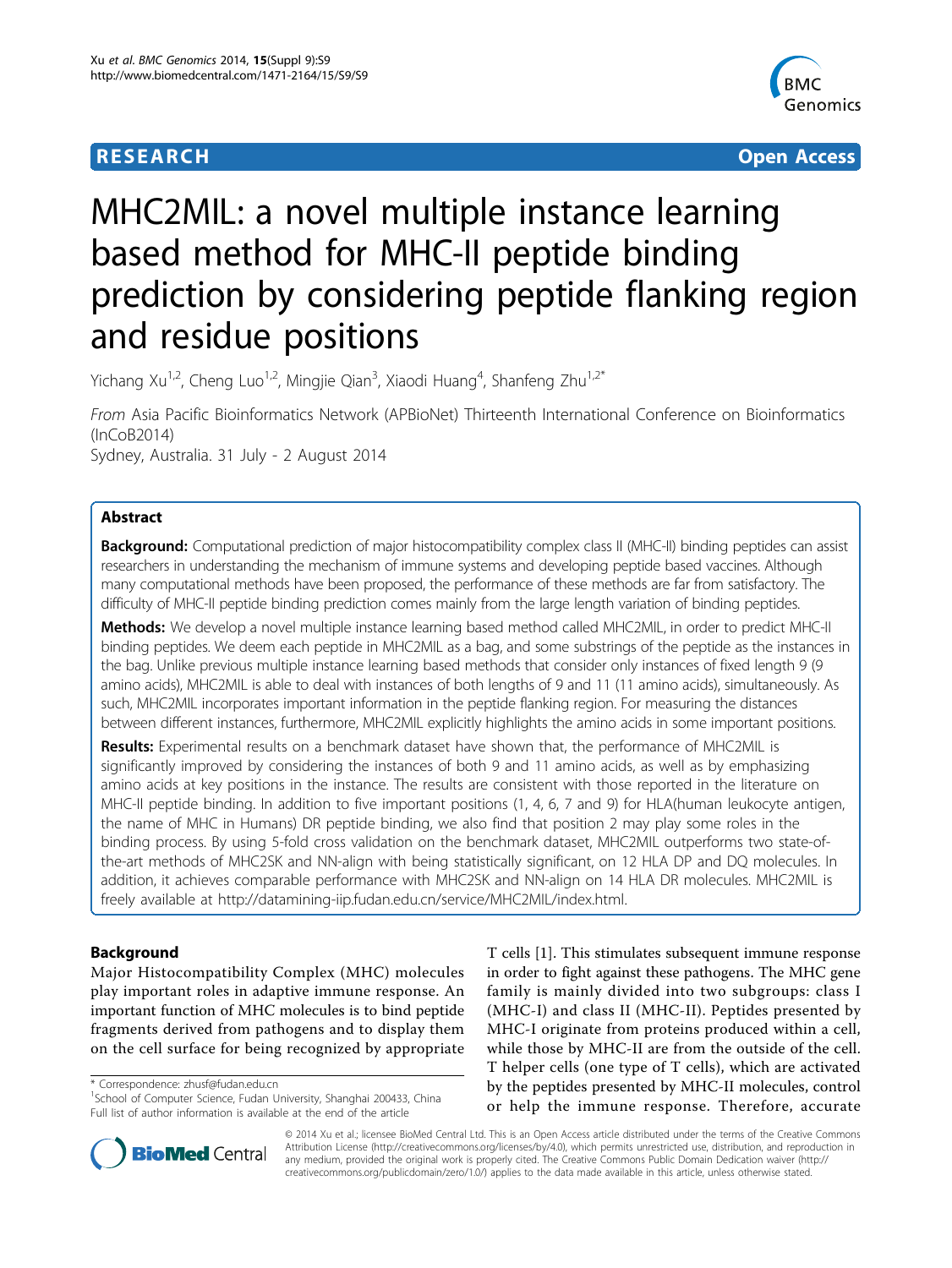RESEARCH Open Access

# MHC2MIL: a novel multiple instance learning based method for MHC-II peptide binding prediction by considering peptide flanking region and residue positions

Yichang Xu[1,2], Cheng Luo[1,2], Mingjie Qian[3], Xiaodi Huang[4], Shanfeng Zhu[1,2*]

*From* Asia Pacific Bioinformatics Network (APBioNet) Thirteenth International Conference on Bioinformatics (InCoB2014)
Sydney, Australia. 31 July - 2 August 2014

## Abstract

**Background:** Computational prediction of major histocompatibility complex class II (MHC-II) binding peptides can assist researchers in understanding the mechanism of immune systems and developing peptide based vaccines. Although many computational methods have been proposed, the performance of these methods are far from satisfactory. The difficulty of MHC-II peptide binding prediction comes mainly from the large length variation of binding peptides.

**Methods:** We develop a novel multiple instance learning based method called MHC2MIL, in order to predict MHC-II binding peptides. We deem each peptide in MHC2MIL as a bag, and some substrings of the peptide as the instances in the bag. Unlike previous multiple instance learning based methods that consider only instances of fixed length 9 (9 amino acids), MHC2MIL is able to deal with instances of both lengths of 9 and 11 (11 amino acids), simultaneously. As such, MHC2MIL incorporates important information in the peptide flanking region. For measuring the distances between different instances, furthermore, MHC2MIL explicitly highlights the amino acids in some important positions.

**Results:** Experimental results on a benchmark dataset have shown that, the performance of MHC2MIL is significantly improved by considering the instances of both 9 and 11 amino acids, as well as by emphasizing amino acids at key positions in the instance. The results are consistent with those reported in the literature on MHC-II peptide binding. In addition to five important positions (1, 4, 6, 7 and 9) for HLA(human leukocyte antigen, the name of MHC in Humans) DR peptide binding, we also find that position 2 may play some roles in the binding process. By using 5-fold cross validation on the benchmark dataset, MHC2MIL outperforms two state-of-the-art methods of MHC2SK and NN-align with being statistically significant, on 12 HLA DP and DQ molecules. In addition, it achieves comparable performance with MHC2SK and NN-align on 14 HLA DR molecules. MHC2MIL is freely available at http://datamining-iip.fudan.edu.cn/service/MHC2MIL/index.html.

## Background

Major Histocompatibility Complex (MHC) molecules play important roles in adaptive immune response. An important function of MHC molecules is to bind peptide fragments derived from pathogens and to display them on the cell surface for being recognized by appropriate T cells [1]. This stimulates subsequent immune response in order to fight against these pathogens. The MHC gene family is mainly divided into two subgroups: class I (MHC-I) and class II (MHC-II). Peptides presented by MHC-I originate from proteins produced within a cell, while those by MHC-II are from the outside of the cell. T helper cells (one type of T cells), which are activated by the peptides presented by MHC-II molecules, control or help the immune response. Therefore, accurate

\* Correspondence: zhusf@fudan.edu.cn
[1]School of Computer Science, Fudan University, Shanghai 200433, China
Full list of author information is available at the end of the article

© 2014 Xu et al.; licensee BioMed Central Ltd. This is an Open Access article distributed under the terms of the Creative Commons Attribution License (http://creativecommons.org/licenses/by/4.0), which permits unrestricted use, distribution, and reproduction in any medium, provided the original work is properly cited. The Creative Commons Public Domain Dedication waiver (http://creativecommons.org/publicdomain/zero/1.0/) applies to the data made available in this article, unless otherwise stated.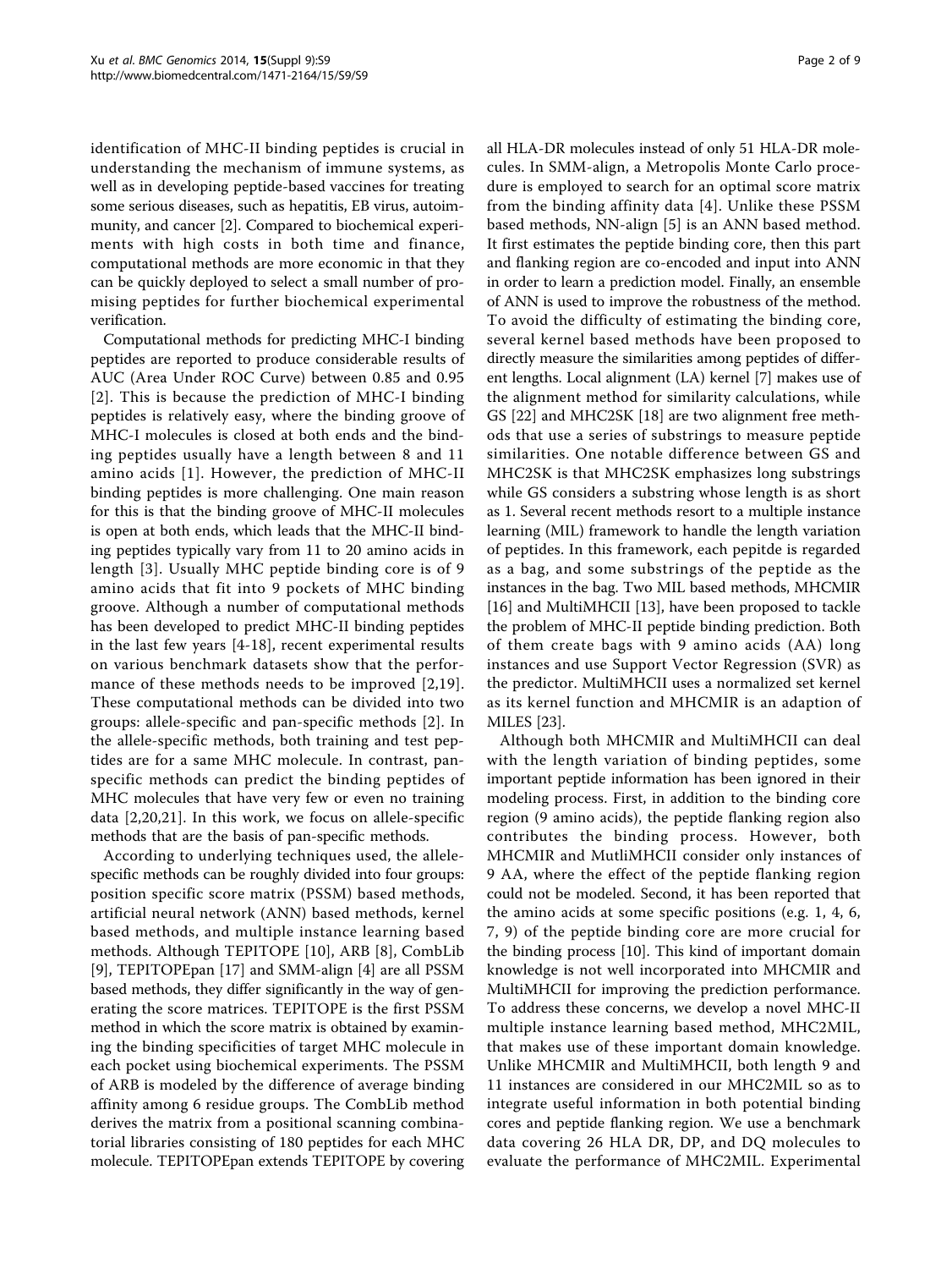identification of MHC-II binding peptides is crucial in understanding the mechanism of immune systems, as well as in developing peptide-based vaccines for treating some serious diseases, such as hepatitis, EB virus, autoimmunity, and cancer [2]. Compared to biochemical experiments with high costs in both time and finance, computational methods are more economic in that they can be quickly deployed to select a small number of promising peptides for further biochemical experimental verification.

Computational methods for predicting MHC-I binding peptides are reported to produce considerable results of AUC (Area Under ROC Curve) between 0.85 and 0.95 [2]. This is because the prediction of MHC-I binding peptides is relatively easy, where the binding groove of MHC-I molecules is closed at both ends and the binding peptides usually have a length between 8 and 11 amino acids [1]. However, the prediction of MHC-II binding peptides is more challenging. One main reason for this is that the binding groove of MHC-II molecules is open at both ends, which leads that the MHC-II binding peptides typically vary from 11 to 20 amino acids in length [3]. Usually MHC peptide binding core is of 9 amino acids that fit into 9 pockets of MHC binding groove. Although a number of computational methods has been developed to predict MHC-II binding peptides in the last few years [4-18], recent experimental results on various benchmark datasets show that the performance of these methods needs to be improved [2,19]. These computational methods can be divided into two groups: allele-specific and pan-specific methods [2]. In the allele-specific methods, both training and test peptides are for a same MHC molecule. In contrast, pan-specific methods can predict the binding peptides of MHC molecules that have very few or even no training data [2,20,21]. In this work, we focus on allele-specific methods that are the basis of pan-specific methods.

According to underlying techniques used, the allele-specific methods can be roughly divided into four groups: position specific score matrix (PSSM) based methods, artificial neural network (ANN) based methods, kernel based methods, and multiple instance learning based methods. Although TEPITOPE [10], ARB [8], CombLib [9], TEPITOPEpan [17] and SMM-align [4] are all PSSM based methods, they differ significantly in the way of generating the score matrices. TEPITOPE is the first PSSM method in which the score matrix is obtained by examining the binding specificities of target MHC molecule in each pocket using biochemical experiments. The PSSM of ARB is modeled by the difference of average binding affinity among 6 residue groups. The CombLib method derives the matrix from a positional scanning combinatorial libraries consisting of 180 peptides for each MHC molecule. TEPITOPEpan extends TEPITOPE by covering all HLA-DR molecules instead of only 51 HLA-DR molecules. In SMM-align, a Metropolis Monte Carlo procedure is employed to search for an optimal score matrix from the binding affinity data [4]. Unlike these PSSM based methods, NN-align [5] is an ANN based method. It first estimates the peptide binding core, then this part and flanking region are co-encoded and input into ANN in order to learn a prediction model. Finally, an ensemble of ANN is used to improve the robustness of the method. To avoid the difficulty of estimating the binding core, several kernel based methods have been proposed to directly measure the similarities among peptides of different lengths. Local alignment (LA) kernel [7] makes use of the alignment method for similarity calculations, while GS [22] and MHC2SK [18] are two alignment free methods that use a series of substrings to measure peptide similarities. One notable difference between GS and MHC2SK is that MHC2SK emphasizes long substrings while GS considers a substring whose length is as short as 1. Several recent methods resort to a multiple instance learning (MIL) framework to handle the length variation of peptides. In this framework, each pepitde is regarded as a bag, and some substrings of the peptide as the instances in the bag. Two MIL based methods, MHCMIR [16] and MultiMHCII [13], have been proposed to tackle the problem of MHC-II peptide binding prediction. Both of them create bags with 9 amino acids (AA) long instances and use Support Vector Regression (SVR) as the predictor. MultiMHCII uses a normalized set kernel as its kernel function and MHCMIR is an adaption of MILES [23].

Although both MHCMIR and MultiMHCII can deal with the length variation of binding peptides, some important peptide information has been ignored in their modeling process. First, in addition to the binding core region (9 amino acids), the peptide flanking region also contributes the binding process. However, both MHCMIR and MutliMHCII consider only instances of 9 AA, where the effect of the peptide flanking region could not be modeled. Second, it has been reported that the amino acids at some specific positions (e.g. 1, 4, 6, 7, 9) of the peptide binding core are more crucial for the binding process [10]. This kind of important domain knowledge is not well incorporated into MHCMIR and MultiMHCII for improving the prediction performance. To address these concerns, we develop a novel MHC-II multiple instance learning based method, MHC2MIL, that makes use of these important domain knowledge. Unlike MHCMIR and MultiMHCII, both length 9 and 11 instances are considered in our MHC2MIL so as to integrate useful information in both potential binding cores and peptide flanking region. We use a benchmark data covering 26 HLA DR, DP, and DQ molecules to evaluate the performance of MHC2MIL. Experimental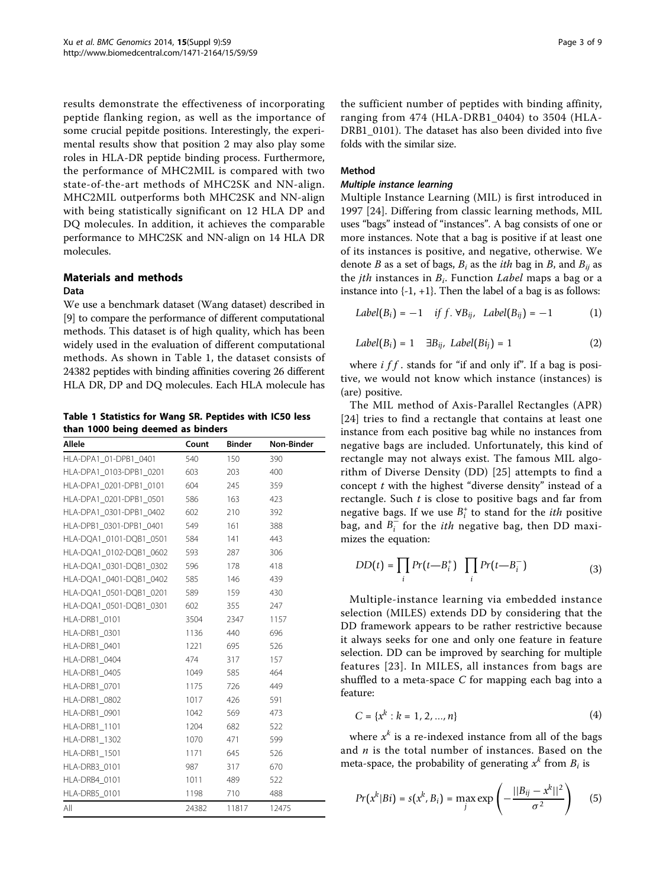results demonstrate the effectiveness of incorporating peptide flanking region, as well as the importance of some crucial pepitde positions. Interestingly, the experimental results show that position 2 may also play some roles in HLA-DR peptide binding process. Furthermore, the performance of MHC2MIL is compared with two state-of-the-art methods of MHC2SK and NN-align. MHC2MIL outperforms both MHC2SK and NN-align with being statistically significant on 12 HLA DP and DQ molecules. In addition, it achieves the comparable performance to MHC2SK and NN-align on 14 HLA DR molecules.

## Materials and methods

### Data

We use a benchmark dataset (Wang dataset) described in [9] to compare the performance of different computational methods. This dataset is of high quality, which has been widely used in the evaluation of different computational methods. As shown in Table 1, the dataset consists of 24382 peptides with binding affinities covering 26 different HLA DR, DP and DQ molecules. Each HLA molecule has the sufficient number of peptides with binding affinity, ranging from 474 (HLA-DRB1_0404) to 3504 (HLA-DRB1_0101). The dataset has also been divided into five folds with the similar size.

**Table 1 Statistics for Wang SR. Peptides with IC50 less than 1000 being deemed as binders**

| Allele | Count | Binder | Non-Binder |
|---|---|---|---|
| HLA-DPA1_01-DPB1_0401 | 540 | 150 | 390 |
| HLA-DPA1_0103-DPB1_0201 | 603 | 203 | 400 |
| HLA-DPA1_0201-DPB1_0101 | 604 | 245 | 359 |
| HLA-DPA1_0201-DPB1_0501 | 586 | 163 | 423 |
| HLA-DPA1_0301-DPB1_0402 | 602 | 210 | 392 |
| HLA-DPB1_0301-DPB1_0401 | 549 | 161 | 388 |
| HLA-DQA1_0101-DQB1_0501 | 584 | 141 | 443 |
| HLA-DQA1_0102-DQB1_0602 | 593 | 287 | 306 |
| HLA-DQA1_0301-DQB1_0302 | 596 | 178 | 418 |
| HLA-DQA1_0401-DQB1_0402 | 585 | 146 | 439 |
| HLA-DQA1_0501-DQB1_0201 | 589 | 159 | 430 |
| HLA-DQA1_0501-DQB1_0301 | 602 | 355 | 247 |
| HLA-DRB1_0101 | 3504 | 2347 | 1157 |
| HLA-DRB1_0301 | 1136 | 440 | 696 |
| HLA-DRB1_0401 | 1221 | 695 | 526 |
| HLA-DRB1_0404 | 474 | 317 | 157 |
| HLA-DRB1_0405 | 1049 | 585 | 464 |
| HLA-DRB1_0701 | 1175 | 726 | 449 |
| HLA-DRB1_0802 | 1017 | 426 | 591 |
| HLA-DRB1_0901 | 1042 | 569 | 473 |
| HLA-DRB1_1101 | 1204 | 682 | 522 |
| HLA-DRB1_1302 | 1070 | 471 | 599 |
| HLA-DRB1_1501 | 1171 | 645 | 526 |
| HLA-DRB3_0101 | 987 | 317 | 670 |
| HLA-DRB4_0101 | 1011 | 489 | 522 |
| HLA-DRB5_0101 | 1198 | 710 | 488 |
| All | 24382 | 11817 | 12475 |

### Method

#### *Multiple instance learning*

Multiple Instance Learning (MIL) is first introduced in 1997 [24]. Differing from classic learning methods, MIL uses "bags" instead of "instances". A bag consists of one or more instances. Note that a bag is positive if at least one of its instances is positive, and negative, otherwise. We denote $B$ as a set of bags, $B_i$ as the *ith* bag in $B$, and $B_{ij}$ as the *jth* instances in $B_i$. Function *Label* maps a bag or a instance into {-1, +1}. Then the label of a bag is as follows:

$$Label(B_i) = -1 \quad iff. \ \forall B_{ij}, \ Label(B_{ij}) = -1 \tag{1}$$

$$Label(B_i) = 1 \quad \exists B_{ij}, \ Label(Bi_j) = 1 \tag{2}$$

where $iff.$ stands for "if and only if". If a bag is positive, we would not know which instance (instances) is (are) positive.

The MIL method of Axis-Parallel Rectangles (APR) [24] tries to find a rectangle that contains at least one instance from each positive bag while no instances from negative bags are included. Unfortunately, this kind of rectangle may not always exist. The famous MIL algorithm of Diverse Density (DD) [25] attempts to find a concept $t$ with the highest "diverse density" instead of a rectangle. Such $t$ is close to positive bags and far from negative bags. If we use $B_i^+$ to stand for the *ith* positive bag, and $B_i^-$ for the *ith* negative bag, then DD maximizes the equation:

$$DD(t) = \prod_i Pr(t—B_i^+) \prod_i Pr(t—B_i^-) \tag{3}$$

Multiple-instance learning via embedded instance selection (MILES) extends DD by considering that the DD framework appears to be rather restrictive because it always seeks for one and only one feature in feature selection. DD can be improved by searching for multiple features [23]. In MILES, all instances from bags are shuffled to a meta-space $C$ for mapping each bag into a feature:

$$C = \{x^k : k = 1, 2, \ldots, n\} \tag{4}$$

where $x^k$ is a re-indexed instance from all of the bags and $n$ is the total number of instances. Based on the meta-space, the probability of generating $x^k$ from $B_i$ is

$$Pr(x^k|Bi) = s(x^k, B_i) = \max_j \exp\left(-\frac{||B_{ij} - x^k||^2}{\sigma^2}\right) \tag{5}$$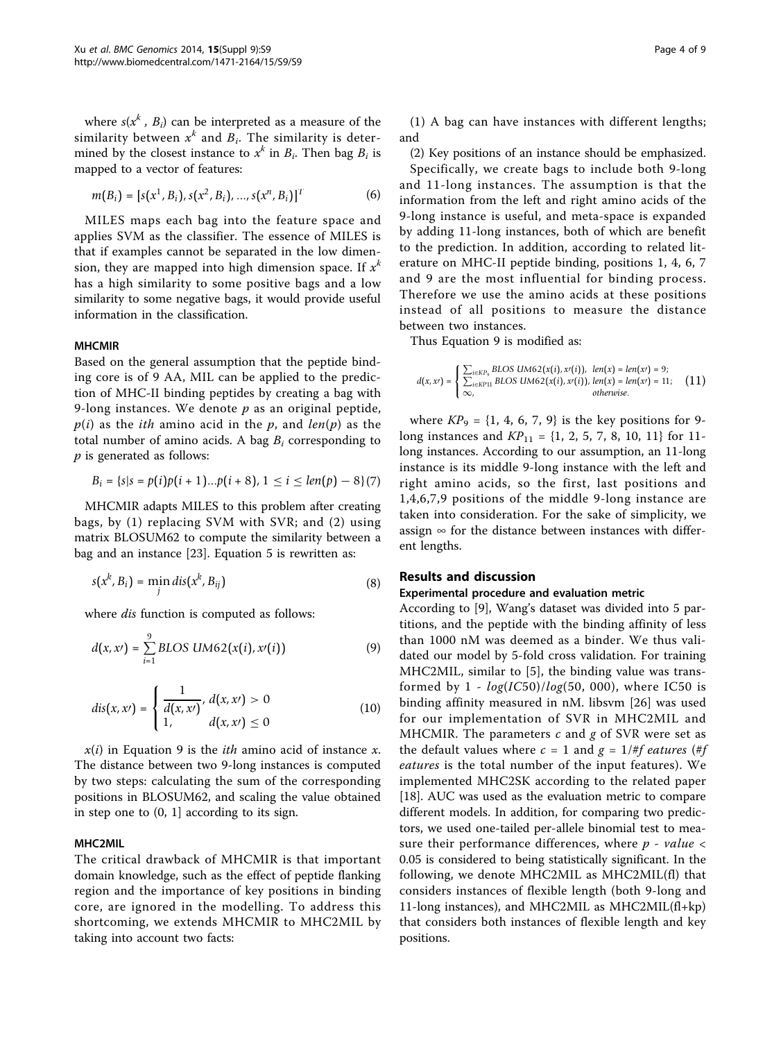where $s(x^k, B_i)$ can be interpreted as a measure of the similarity between $x^k$ and $B_i$. The similarity is determined by the closest instance to $x^k$ in $B_i$. Then bag $B_i$ is mapped to a vector of features:

$$m(B_i) = [s(x^1, B_i), s(x^2, B_i), ..., s(x^n, B_i)]^T \tag{6}$$

MILES maps each bag into the feature space and applies SVM as the classifier. The essence of MILES is that if examples cannot be separated in the low dimension, they are mapped into high dimension space. If $x^k$ has a high similarity to some positive bags and a low similarity to some negative bags, it would provide useful information in the classification.

### MHCMIR

Based on the general assumption that the peptide binding core is of 9 AA, MIL can be applied to the prediction of MHC-II binding peptides by creating a bag with 9-long instances. We denote $p$ as an original peptide, $p(i)$ as the $ith$ amino acid in the $p$, and $len(p)$ as the total number of amino acids. A bag $B_i$ corresponding to $p$ is generated as follows:

$$B_i = \{s | s = p(i)p(i+1)...p(i+8), 1 \leq i \leq len(p) - 8\} \tag{7}$$

MHCMIR adapts MILES to this problem after creating bags, by (1) replacing SVM with SVR; and (2) using matrix BLOSUM62 to compute the similarity between a bag and an instance [23]. Equation 5 is rewritten as:

$$s(x^k, B_i) = \min_j dis(x^k, B_{ij}) \tag{8}$$

where $dis$ function is computed as follows:

$$d(x, x') = \sum_{i=1}^{9} BLOS\,UM62(x(i), x'(i)) \tag{9}$$

$$dis(x, x') = \begin{cases} \dfrac{1}{d(x, x')}, & d(x, x') > 0 \\ 1, & d(x, x') \leq 0 \end{cases} \tag{10}$$

$x(i)$ in Equation 9 is the $ith$ amino acid of instance $x$. The distance between two 9-long instances is computed by two steps: calculating the sum of the corresponding positions in BLOSUM62, and scaling the value obtained in step one to (0, 1] according to its sign.

### MHC2MIL

The critical drawback of MHCMIR is that important domain knowledge, such as the effect of peptide flanking region and the importance of key positions in binding core, are ignored in the modelling. To address this shortcoming, we extends MHCMIR to MHC2MIL by taking into account two facts:

(1) A bag can have instances with different lengths; and

(2) Key positions of an instance should be emphasized.

Specifically, we create bags to include both 9-long and 11-long instances. The assumption is that the information from the left and right amino acids of the 9-long instance is useful, and meta-space is expanded by adding 11-long instances, both of which are benefit to the prediction. In addition, according to related literature on MHC-II peptide binding, positions 1, 4, 6, 7 and 9 are the most influential for binding process. Therefore we use the amino acids at these positions instead of all positions to measure the distance between two instances.

Thus Equation 9 is modified as:

$$d(x, x') = \begin{cases} \sum_{i \in KP_9} BLOS\,UM62(x(i), x'(i)), & len(x) = len(x') = 9; \\ \sum_{i \in KP_{11}} BLOS\,UM62(x(i), x'(i)), & len(x) = len(x') = 11; \\ \infty, & otherwise. \end{cases} \tag{11}$$

where $KP_9 = \{1, 4, 6, 7, 9\}$ is the key positions for 9-long instances and $KP_{11} = \{1, 2, 5, 7, 8, 10, 11\}$ for 11-long instances. According to our assumption, an 11-long instance is its middle 9-long instance with the left and right amino acids, so the first, last positions and 1,4,6,7,9 positions of the middle 9-long instance are taken into consideration. For the sake of simplicity, we assign $\infty$ for the distance between instances with different lengths.

## Results and discussion

### Experimental procedure and evaluation metric

According to [9], Wang's dataset was divided into 5 partitions, and the peptide with the binding affinity of less than 1000 nM was deemed as a binder. We thus validated our model by 5-fold cross validation. For training MHC2MIL, similar to [5], the binding value was transformed by $1 - log(IC50)/log(50,000)$, where IC50 is binding affinity measured in nM. libsvm [26] was used for our implementation of SVR in MHC2MIL and MHCMIR. The parameters $c$ and $g$ of SVR were set as the default values where $c = 1$ and $g = 1/\#features$ ($\#features$ is the total number of the input features). We implemented MHC2SK according to the related paper [18]. AUC was used as the evaluation metric to compare different models. In addition, for comparing two predictors, we used one-tailed per-allele binomial test to measure their performance differences, where $p - value < 0.05$ is considered to being statistically significant. In the following, we denote MHC2MIL as MHC2MIL(fl) that considers instances of flexible length (both 9-long and 11-long instances), and MHC2MIL as MHC2MIL(fl+kp) that considers both instances of flexible length and key positions.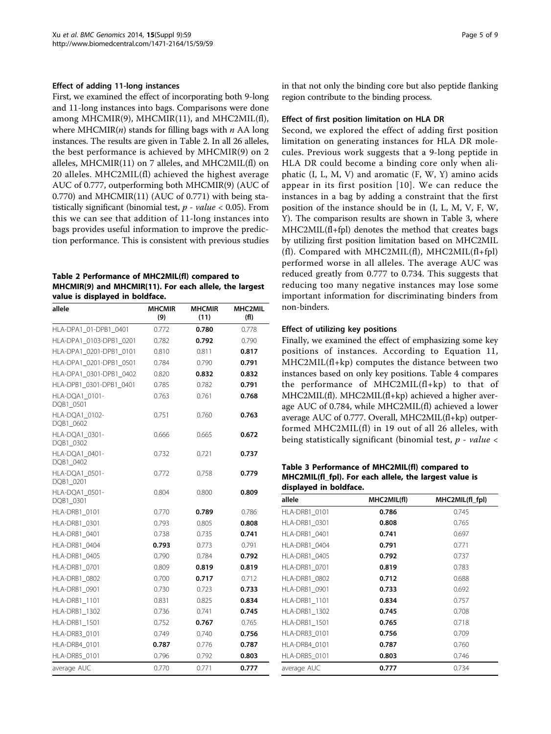#### Effect of adding 11-long instances

First, we examined the effect of incorporating both 9-long and 11-long instances into bags. Comparisons were done among MHCMIR(9), MHCMIR(11), and MHC2MIL(fl), where MHCMIR($n$) stands for filling bags with $n$ AA long instances. The results are given in Table 2. In all 26 alleles, the best performance is achieved by MHCMIR(9) on 2 alleles, MHCMIR(11) on 7 alleles, and MHC2MIL(fl) on 20 alleles. MHC2MIL(fl) achieved the highest average AUC of 0.777, outperforming both MHCMIR(9) (AUC of 0.770) and MHCMIR(11) (AUC of 0.771) with being statistically significant (binomial test, $p$ - $value$ < 0.05). From this we can see that addition of 11-long instances into bags provides useful information to improve the prediction performance. This is consistent with previous studies in that not only the binding core but also peptide flanking region contribute to the binding process.

**Table 2 Performance of MHC2MIL(fl) compared to MHCMIR(9) and MHCMIR(11). For each allele, the largest value is displayed in boldface.**

| allele | MHCMIR (9) | MHCMIR (11) | MHC2MIL (fl) |
|---|---|---|---|
| HLA-DPA1_01-DPB1_0401 | 0.772 | **0.780** | 0.778 |
| HLA-DPA1_0103-DPB1_0201 | 0.782 | **0.792** | 0.790 |
| HLA-DPA1_0201-DPB1_0101 | 0.810 | 0.811 | **0.817** |
| HLA-DPA1_0201-DPB1_0501 | 0.784 | 0.790 | **0.791** |
| HLA-DPA1_0301-DPB1_0402 | 0.820 | **0.832** | **0.832** |
| HLA-DPB1_0301-DPB1_0401 | 0.785 | 0.782 | **0.791** |
| HLA-DQA1_0101-DQB1_0501 | 0.763 | 0.761 | **0.768** |
| HLA-DQA1_0102-DQB1_0602 | 0.751 | 0.760 | **0.763** |
| HLA-DQA1_0301-DQB1_0302 | 0.666 | 0.665 | **0.672** |
| HLA-DQA1_0401-DQB1_0402 | 0.732 | 0.721 | **0.737** |
| HLA-DQA1_0501-DQB1_0201 | 0.772 | 0.758 | **0.779** |
| HLA-DQA1_0501-DQB1_0301 | 0.804 | 0.800 | **0.809** |
| HLA-DRB1_0101 | 0.770 | **0.789** | 0.786 |
| HLA-DRB1_0301 | 0.793 | 0.805 | **0.808** |
| HLA-DRB1_0401 | 0.738 | 0.735 | **0.741** |
| HLA-DRB1_0404 | **0.793** | 0.773 | 0.791 |
| HLA-DRB1_0405 | 0.790 | 0.784 | **0.792** |
| HLA-DRB1_0701 | 0.809 | **0.819** | **0.819** |
| HLA-DRB1_0802 | 0.700 | **0.717** | 0.712 |
| HLA-DRB1_0901 | 0.730 | 0.723 | **0.733** |
| HLA-DRB1_1101 | 0.831 | 0.825 | **0.834** |
| HLA-DRB1_1302 | 0.736 | 0.741 | **0.745** |
| HLA-DRB1_1501 | 0.752 | **0.767** | 0.765 |
| HLA-DRB3_0101 | 0.749 | 0.740 | **0.756** |
| HLA-DRB4_0101 | **0.787** | 0.776 | **0.787** |
| HLA-DRB5_0101 | 0.796 | 0.792 | **0.803** |
| average AUC | 0.770 | 0.771 | **0.777** |

#### Effect of first position limitation on HLA DR

Second, we explored the effect of adding first position limitation on generating instances for HLA DR molecules. Previous work suggests that a 9-long peptide in HLA DR could become a binding core only when aliphatic (I, L, M, V) and aromatic (F, W, Y) amino acids appear in its first position [10]. We can reduce the instances in a bag by adding a constraint that the first position of the instance should be in (I, L, M, V, F, W, Y). The comparison results are shown in Table 3, where MHC2MIL(fl+fpl) denotes the method that creates bags by utilizing first position limitation based on MHC2MIL (fl). Compared with MHC2MIL(fl), MHC2MIL(fl+fpl) performed worse in all alleles. The average AUC was reduced greatly from 0.777 to 0.734. This suggests that reducing too many negative instances may lose some important information for discriminating binders from non-binders.

#### Effect of utilizing key positions

Finally, we examined the effect of emphasizing some key positions of instances. According to Equation 11, MHC2MIL(fl+kp) computes the distance between two instances based on only key positions. Table 4 compares the performance of MHC2MIL(fl+kp) to that of MHC2MIL(fl). MHC2MIL(fl+kp) achieved a higher average AUC of 0.784, while MHC2MIL(fl) achieved a lower average AUC of 0.777. Overall, MHC2MIL(fl+kp) outperformed MHC2MIL(fl) in 19 out of all 26 alleles, with being statistically significant (binomial test, $p$ - $value$ <

**Table 3 Performance of MHC2MIL(fl) compared to MHC2MIL(fl_fpl). For each allele, the largest value is displayed in boldface.**

| allele | MHC2MIL(fl) | MHC2MIL(fl_fpl) |
|---|---|---|
| HLA-DRB1_0101 | **0.786** | 0.745 |
| HLA-DRB1_0301 | **0.808** | 0.765 |
| HLA-DRB1_0401 | **0.741** | 0.697 |
| HLA-DRB1_0404 | **0.791** | 0.771 |
| HLA-DRB1_0405 | **0.792** | 0.737 |
| HLA-DRB1_0701 | **0.819** | 0.783 |
| HLA-DRB1_0802 | **0.712** | 0.688 |
| HLA-DRB1_0901 | **0.733** | 0.692 |
| HLA-DRB1_1101 | **0.834** | 0.757 |
| HLA-DRB1_1302 | **0.745** | 0.708 |
| HLA-DRB1_1501 | **0.765** | 0.718 |
| HLA-DRB3_0101 | **0.756** | 0.709 |
| HLA-DRB4_0101 | **0.787** | 0.760 |
| HLA-DRB5_0101 | **0.803** | 0.746 |
| average AUC | **0.777** | 0.734 |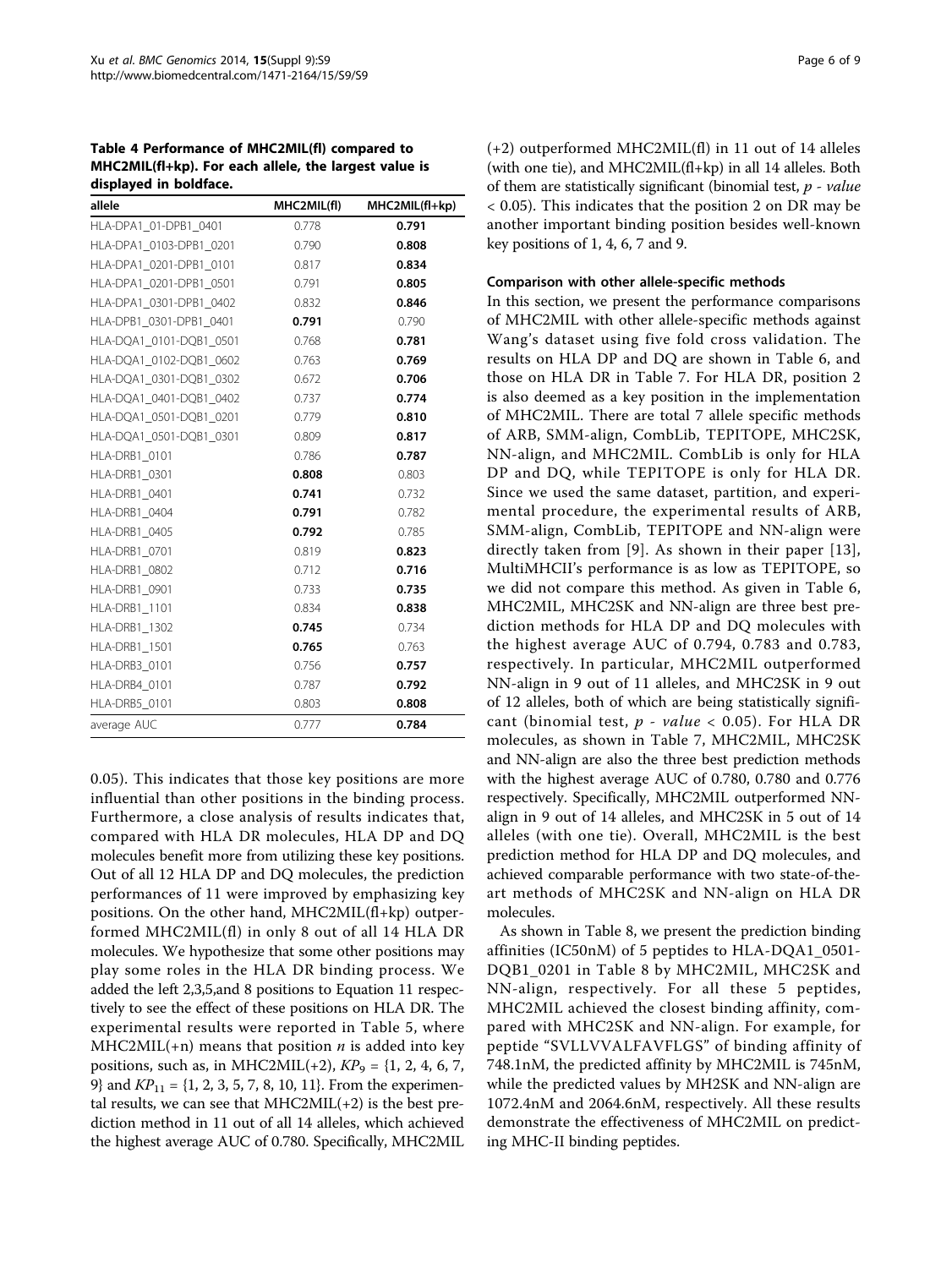**Table 4 Performance of MHC2MIL(fl) compared to MHC2MIL(fl+kp). For each allele, the largest value is displayed in boldface.**

| allele | MHC2MIL(fl) | MHC2MIL(fl+kp) |
|---|---|---|
| HLA-DPA1_01-DPB1_0401 | 0.778 | **0.791** |
| HLA-DPA1_0103-DPB1_0201 | 0.790 | **0.808** |
| HLA-DPA1_0201-DPB1_0101 | 0.817 | **0.834** |
| HLA-DPA1_0201-DPB1_0501 | 0.791 | **0.805** |
| HLA-DPA1_0301-DPB1_0402 | 0.832 | **0.846** |
| HLA-DPB1_0301-DPB1_0401 | **0.791** | 0.790 |
| HLA-DQA1_0101-DQB1_0501 | 0.768 | **0.781** |
| HLA-DQA1_0102-DQB1_0602 | 0.763 | **0.769** |
| HLA-DQA1_0301-DQB1_0302 | 0.672 | **0.706** |
| HLA-DQA1_0401-DQB1_0402 | 0.737 | **0.774** |
| HLA-DQA1_0501-DQB1_0201 | 0.779 | **0.810** |
| HLA-DQA1_0501-DQB1_0301 | 0.809 | **0.817** |
| HLA-DRB1_0101 | 0.786 | **0.787** |
| HLA-DRB1_0301 | **0.808** | 0.803 |
| HLA-DRB1_0401 | **0.741** | 0.732 |
| HLA-DRB1_0404 | **0.791** | 0.782 |
| HLA-DRB1_0405 | **0.792** | 0.785 |
| HLA-DRB1_0701 | 0.819 | **0.823** |
| HLA-DRB1_0802 | 0.712 | **0.716** |
| HLA-DRB1_0901 | 0.733 | **0.735** |
| HLA-DRB1_1101 | 0.834 | **0.838** |
| HLA-DRB1_1302 | **0.745** | 0.734 |
| HLA-DRB1_1501 | **0.765** | 0.763 |
| HLA-DRB3_0101 | 0.756 | **0.757** |
| HLA-DRB4_0101 | 0.787 | **0.792** |
| HLA-DRB5_0101 | 0.803 | **0.808** |
| average AUC | 0.777 | **0.784** |

0.05). This indicates that those key positions are more influential than other positions in the binding process. Furthermore, a close analysis of results indicates that, compared with HLA DR molecules, HLA DP and DQ molecules benefit more from utilizing these key positions. Out of all 12 HLA DP and DQ molecules, the prediction performances of 11 were improved by emphasizing key positions. On the other hand, MHC2MIL(fl+kp) outperformed MHC2MIL(fl) in only 8 out of all 14 HLA DR molecules. We hypothesize that some other positions may play some roles in the HLA DR binding process. We added the left 2,3,5,and 8 positions to Equation 11 respectively to see the effect of these positions on HLA DR. The experimental results were reported in Table 5, where MHC2MIL(+n) means that position $n$ is added into key positions, such as, in MHC2MIL(+2), $KP_9 = \{1, 2, 4, 6, 7, 9\}$ and $KP_{11} = \{1, 2, 3, 5, 7, 8, 10, 11\}$. From the experimental results, we can see that MHC2MIL(+2) is the best prediction method in 11 out of all 14 alleles, which achieved the highest average AUC of 0.780. Specifically, MHC2MIL(+2) outperformed MHC2MIL(fl) in 11 out of 14 alleles (with one tie), and MHC2MIL(fl+kp) in all 14 alleles. Both of them are statistically significant (binomial test, $p$ - $value$ < 0.05). This indicates that the position 2 on DR may be another important binding position besides well-known key positions of 1, 4, 6, 7 and 9.

### Comparison with other allele-specific methods

In this section, we present the performance comparisons of MHC2MIL with other allele-specific methods against Wang's dataset using five fold cross validation. The results on HLA DP and DQ are shown in Table 6, and those on HLA DR in Table 7. For HLA DR, position 2 is also deemed as a key position in the implementation of MHC2MIL. There are total 7 allele specific methods of ARB, SMM-align, CombLib, TEPITOPE, MHC2SK, NN-align, and MHC2MIL. CombLib is only for HLA DP and DQ, while TEPITOPE is only for HLA DR. Since we used the same dataset, partition, and experimental procedure, the experimental results of ARB, SMM-align, CombLib, TEPITOPE and NN-align were directly taken from [9]. As shown in their paper [13], MultiMHCII's performance is as low as TEPITOPE, so we did not compare this method. As given in Table 6, MHC2MIL, MHC2SK and NN-align are three best prediction methods for HLA DP and DQ molecules with the highest average AUC of 0.794, 0.783 and 0.783, respectively. In particular, MHC2MIL outperformed NN-align in 9 out of 11 alleles, and MHC2SK in 9 out of 12 alleles, both of which are being statistically significant (binomial test, $p$ - $value$ < 0.05). For HLA DR molecules, as shown in Table 7, MHC2MIL, MHC2SK and NN-align are also the three best prediction methods with the highest average AUC of 0.780, 0.780 and 0.776 respectively. Specifically, MHC2MIL outperformed NN-align in 9 out of 14 alleles, and MHC2SK in 5 out of 14 alleles (with one tie). Overall, MHC2MIL is the best prediction method for HLA DP and DQ molecules, and achieved comparable performance with two state-of-the-art methods of MHC2SK and NN-align on HLA DR molecules.

As shown in Table 8, we present the prediction binding affinities (IC50nM) of 5 peptides to HLA-DQA1_0501-DQB1_0201 in Table 8 by MHC2MIL, MHC2SK and NN-align, respectively. For all these 5 peptides, MHC2MIL achieved the closest binding affinity, compared with MHC2SK and NN-align. For example, for peptide "SVLLVVALFAVFLGS" of binding affinity of 748.1nM, the predicted affinity by MHC2MIL is 745nM, while the predicted values by MH2SK and NN-align are 1072.4nM and 2064.6nM, respectively. All these results demonstrate the effectiveness of MHC2MIL on predicting MHC-II binding peptides.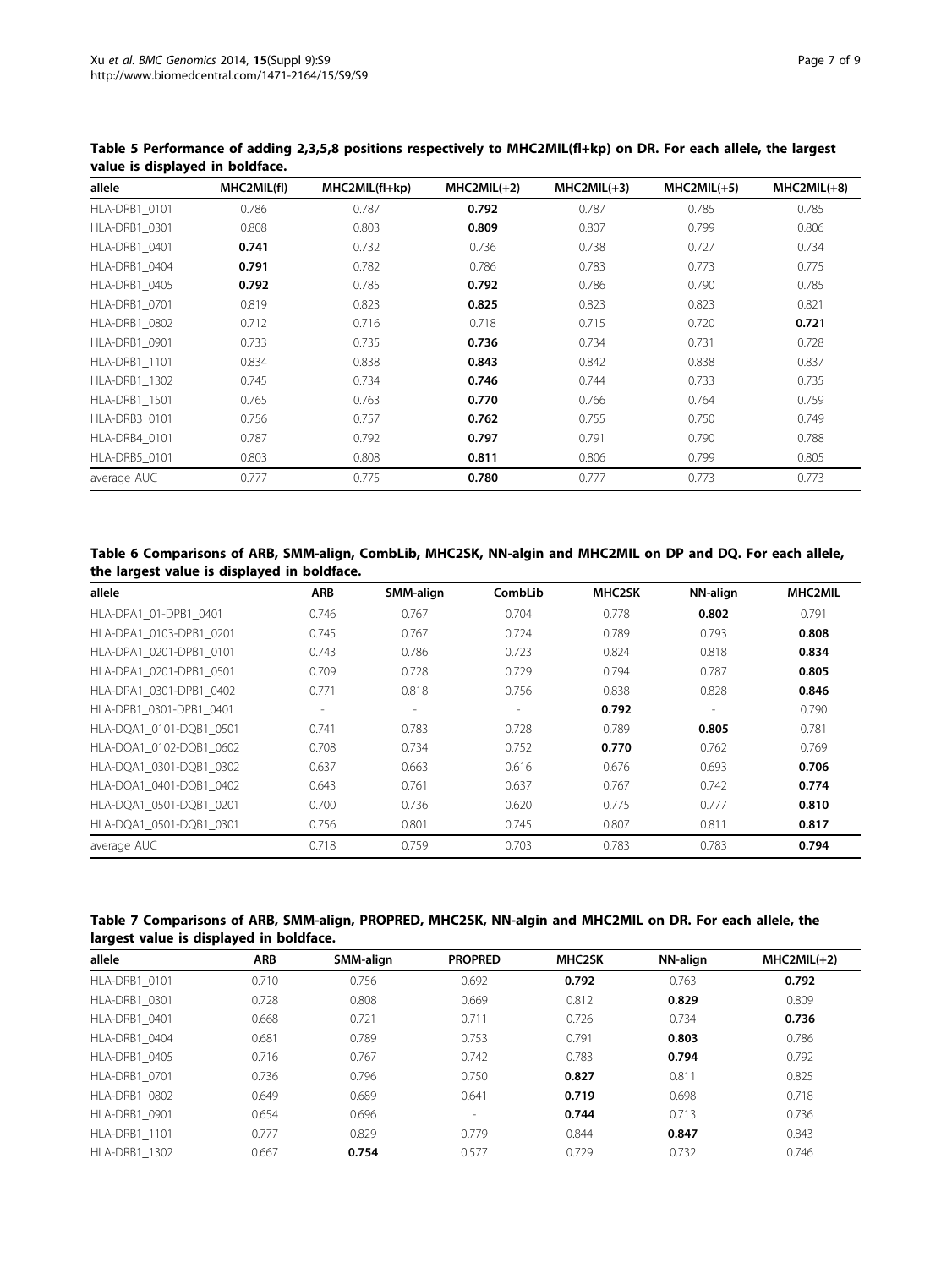**Table 5 Performance of adding 2,3,5,8 positions respectively to MHC2MIL(fl+kp) on DR. For each allele, the largest value is displayed in boldface.**

| allele | MHC2MIL(fl) | MHC2MIL(fl+kp) | MHC2MIL(+2) | MHC2MIL(+3) | MHC2MIL(+5) | MHC2MIL(+8) |
|---|---|---|---|---|---|---|
| HLA-DRB1_0101 | 0.786 | 0.787 | **0.792** | 0.787 | 0.785 | 0.785 |
| HLA-DRB1_0301 | 0.808 | 0.803 | **0.809** | 0.807 | 0.799 | 0.806 |
| HLA-DRB1_0401 | **0.741** | 0.732 | 0.736 | 0.738 | 0.727 | 0.734 |
| HLA-DRB1_0404 | **0.791** | 0.782 | 0.786 | 0.783 | 0.773 | 0.775 |
| HLA-DRB1_0405 | **0.792** | 0.785 | **0.792** | 0.786 | 0.790 | 0.785 |
| HLA-DRB1_0701 | 0.819 | 0.823 | **0.825** | 0.823 | 0.823 | 0.821 |
| HLA-DRB1_0802 | 0.712 | 0.716 | 0.718 | 0.715 | 0.720 | **0.721** |
| HLA-DRB1_0901 | 0.733 | 0.735 | **0.736** | 0.734 | 0.731 | 0.728 |
| HLA-DRB1_1101 | 0.834 | 0.838 | **0.843** | 0.842 | 0.838 | 0.837 |
| HLA-DRB1_1302 | 0.745 | 0.734 | **0.746** | 0.744 | 0.733 | 0.735 |
| HLA-DRB1_1501 | 0.765 | 0.763 | **0.770** | 0.766 | 0.764 | 0.759 |
| HLA-DRB3_0101 | 0.756 | 0.757 | **0.762** | 0.755 | 0.750 | 0.749 |
| HLA-DRB4_0101 | 0.787 | 0.792 | **0.797** | 0.791 | 0.790 | 0.788 |
| HLA-DRB5_0101 | 0.803 | 0.808 | **0.811** | 0.806 | 0.799 | 0.805 |
| average AUC | 0.777 | 0.775 | **0.780** | 0.777 | 0.773 | 0.773 |

**Table 6 Comparisons of ARB, SMM-align, CombLib, MHC2SK, NN-algin and MHC2MIL on DP and DQ. For each allele, the largest value is displayed in boldface.**

| allele | ARB | SMM-align | CombLib | MHC2SK | NN-align | MHC2MIL |
|---|---|---|---|---|---|---|
| HLA-DPA1_01-DPB1_0401 | 0.746 | 0.767 | 0.704 | 0.778 | **0.802** | 0.791 |
| HLA-DPA1_0103-DPB1_0201 | 0.745 | 0.767 | 0.724 | 0.789 | 0.793 | **0.808** |
| HLA-DPA1_0201-DPB1_0101 | 0.743 | 0.786 | 0.723 | 0.824 | 0.818 | **0.834** |
| HLA-DPA1_0201-DPB1_0501 | 0.709 | 0.728 | 0.729 | 0.794 | 0.787 | **0.805** |
| HLA-DPA1_0301-DPB1_0402 | 0.771 | 0.818 | 0.756 | 0.838 | 0.828 | **0.846** |
| HLA-DPB1_0301-DPB1_0401 | - | - | - | **0.792** | - | 0.790 |
| HLA-DQA1_0101-DQB1_0501 | 0.741 | 0.783 | 0.728 | 0.789 | **0.805** | 0.781 |
| HLA-DQA1_0102-DQB1_0602 | 0.708 | 0.734 | 0.752 | **0.770** | 0.762 | 0.769 |
| HLA-DQA1_0301-DQB1_0302 | 0.637 | 0.663 | 0.616 | 0.676 | 0.693 | **0.706** |
| HLA-DQA1_0401-DQB1_0402 | 0.643 | 0.761 | 0.637 | 0.767 | 0.742 | **0.774** |
| HLA-DQA1_0501-DQB1_0201 | 0.700 | 0.736 | 0.620 | 0.775 | 0.777 | **0.810** |
| HLA-DQA1_0501-DQB1_0301 | 0.756 | 0.801 | 0.745 | 0.807 | 0.811 | **0.817** |
| average AUC | 0.718 | 0.759 | 0.703 | 0.783 | 0.783 | **0.794** |

**Table 7 Comparisons of ARB, SMM-align, PROPRED, MHC2SK, NN-algin and MHC2MIL on DR. For each allele, the largest value is displayed in boldface.**

| allele | ARB | SMM-align | PROPRED | MHC2SK | NN-align | MHC2MIL(+2) |
|---|---|---|---|---|---|---|
| HLA-DRB1_0101 | 0.710 | 0.756 | 0.692 | **0.792** | 0.763 | **0.792** |
| HLA-DRB1_0301 | 0.728 | 0.808 | 0.669 | 0.812 | **0.829** | 0.809 |
| HLA-DRB1_0401 | 0.668 | 0.721 | 0.711 | 0.726 | 0.734 | **0.736** |
| HLA-DRB1_0404 | 0.681 | 0.789 | 0.753 | 0.791 | **0.803** | 0.786 |
| HLA-DRB1_0405 | 0.716 | 0.767 | 0.742 | 0.783 | **0.794** | 0.792 |
| HLA-DRB1_0701 | 0.736 | 0.796 | 0.750 | **0.827** | 0.811 | 0.825 |
| HLA-DRB1_0802 | 0.649 | 0.689 | 0.641 | **0.719** | 0.698 | 0.718 |
| HLA-DRB1_0901 | 0.654 | 0.696 | - | **0.744** | 0.713 | 0.736 |
| HLA-DRB1_1101 | 0.777 | 0.829 | 0.779 | 0.844 | **0.847** | 0.843 |
| HLA-DRB1_1302 | 0.667 | **0.754** | 0.577 | 0.729 | 0.732 | 0.746 |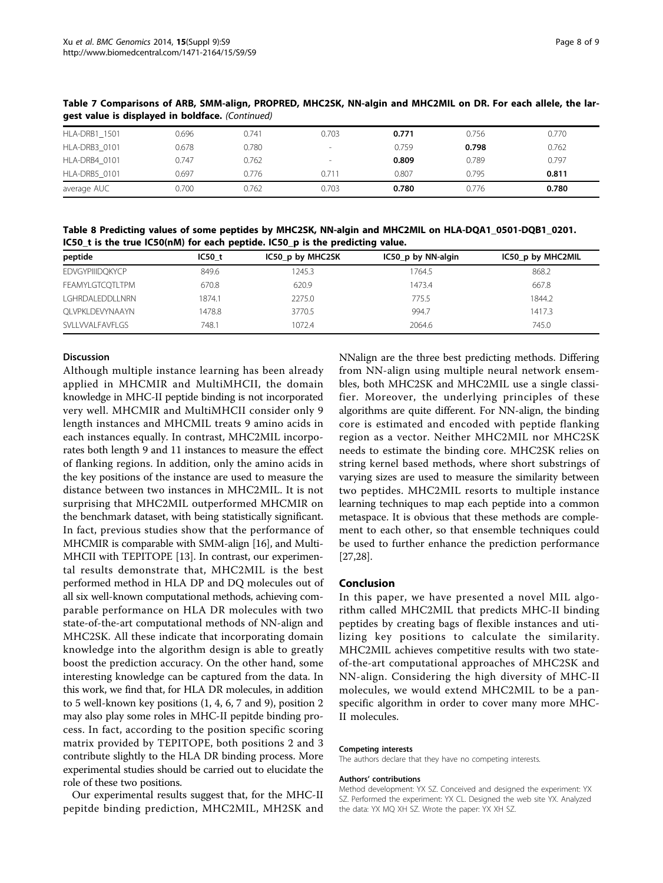**Table 7 Comparisons of ARB, SMM-align, PROPRED, MHC2SK, NN-algin and MHC2MIL on DR. For each allele, the largest value is displayed in boldface.** *(Continued)*

| | | | | | | |
|---|---|---|---|---|---|---|
| HLA-DRB1_1501 | 0.696 | 0.741 | 0.703 | **0.771** | 0.756 | 0.770 |
| HLA-DRB3_0101 | 0.678 | 0.780 | - | 0.759 | **0.798** | 0.762 |
| HLA-DRB4_0101 | 0.747 | 0.762 | - | **0.809** | 0.789 | 0.797 |
| HLA-DRB5_0101 | 0.697 | 0.776 | 0.711 | 0.807 | 0.795 | **0.811** |
| average AUC | 0.700 | 0.762 | 0.703 | **0.780** | 0.776 | **0.780** |

**Table 8 Predicting values of some peptides by MHC2SK, NN-algin and MHC2MIL on HLA-DQA1_0501-DQB1_0201. IC50_t is the true IC50(nM) for each peptide. IC50_p is the predicting value.**

| peptide | IC50_t | IC50_p by MHC2SK | IC50_p by NN-algin | IC50_p by MHC2MIL |
|---|---|---|---|---|
| EDVGYPIIIDQKYCP | 849.6 | 1245.3 | 1764.5 | 868.2 |
| FEAMYLGTCQTLTPM | 670.8 | 620.9 | 1473.4 | 667.8 |
| LGHRDALEDDLLNRN | 1874.1 | 2275.0 | 775.5 | 1844.2 |
| QLVPKLDEVYNAAYN | 1478.8 | 3770.5 | 994.7 | 1417.3 |
| SVLLVVALFAVFLGS | 748.1 | 1072.4 | 2064.6 | 745.0 |

## Discussion

Although multiple instance learning has been already applied in MHCMIR and MultiMHCII, the domain knowledge in MHC-II peptide binding is not incorporated very well. MHCMIR and MultiMHCII consider only 9 length instances and MHCMIL treats 9 amino acids in each instances equally. In contrast, MHC2MIL incorporates both length 9 and 11 instances to measure the effect of flanking regions. In addition, only the amino acids in the key positions of the instance are used to measure the distance between two instances in MHC2MIL. It is not surprising that MHC2MIL outperformed MHCMIR on the benchmark dataset, with being statistically significant. In fact, previous studies show that the performance of MHCMIR is comparable with SMM-align [16], and MultiMHCII with TEPITOPE [13]. In contrast, our experimental results demonstrate that, MHC2MIL is the best performed method in HLA DP and DQ molecules out of all six well-known computational methods, achieving comparable performance on HLA DR molecules with two state-of-the-art computational methods of NN-align and MHC2SK. All these indicate that incorporating domain knowledge into the algorithm design is able to greatly boost the prediction accuracy. On the other hand, some interesting knowledge can be captured from the data. In this work, we find that, for HLA DR molecules, in addition to 5 well-known key positions (1, 4, 6, 7 and 9), position 2 may also play some roles in MHC-II pepitde binding process. In fact, according to the position specific scoring matrix provided by TEPITOPE, both positions 2 and 3 contribute slightly to the HLA DR binding process. More experimental studies should be carried out to elucidate the role of these two positions.

Our experimental results suggest that, for the MHC-II pepitde binding prediction, MHC2MIL, MH2SK and NNalign are the three best predicting methods. Differing from NN-align using multiple neural network ensembles, both MHC2SK and MHC2MIL use a single classifier. Moreover, the underlying principles of these algorithms are quite different. For NN-align, the binding core is estimated and encoded with peptide flanking region as a vector. Neither MHC2MIL nor MHC2SK needs to estimate the binding core. MHC2SK relies on string kernel based methods, where short substrings of varying sizes are used to measure the similarity between two peptides. MHC2MIL resorts to multiple instance learning techniques to map each peptide into a common metaspace. It is obvious that these methods are complement to each other, so that ensemble techniques could be used to further enhance the prediction performance [27,28].

## Conclusion

In this paper, we have presented a novel MIL algorithm called MHC2MIL that predicts MHC-II binding peptides by creating bags of flexible instances and utilizing key positions to calculate the similarity. MHC2MIL achieves competitive results with two state-of-the-art computational approaches of MHC2SK and NN-align. Considering the high diversity of MHC-II molecules, we would extend MHC2MIL to be a pan-specific algorithm in order to cover many more MHC-II molecules.

#### Competing interests

The authors declare that they have no competing interests.

#### Authors' contributions

Method development: YX SZ. Conceived and designed the experiment: YX SZ. Performed the experiment: YX CL. Designed the web site YX. Analyzed the data: YX MQ XH SZ. Wrote the paper: YX XH SZ.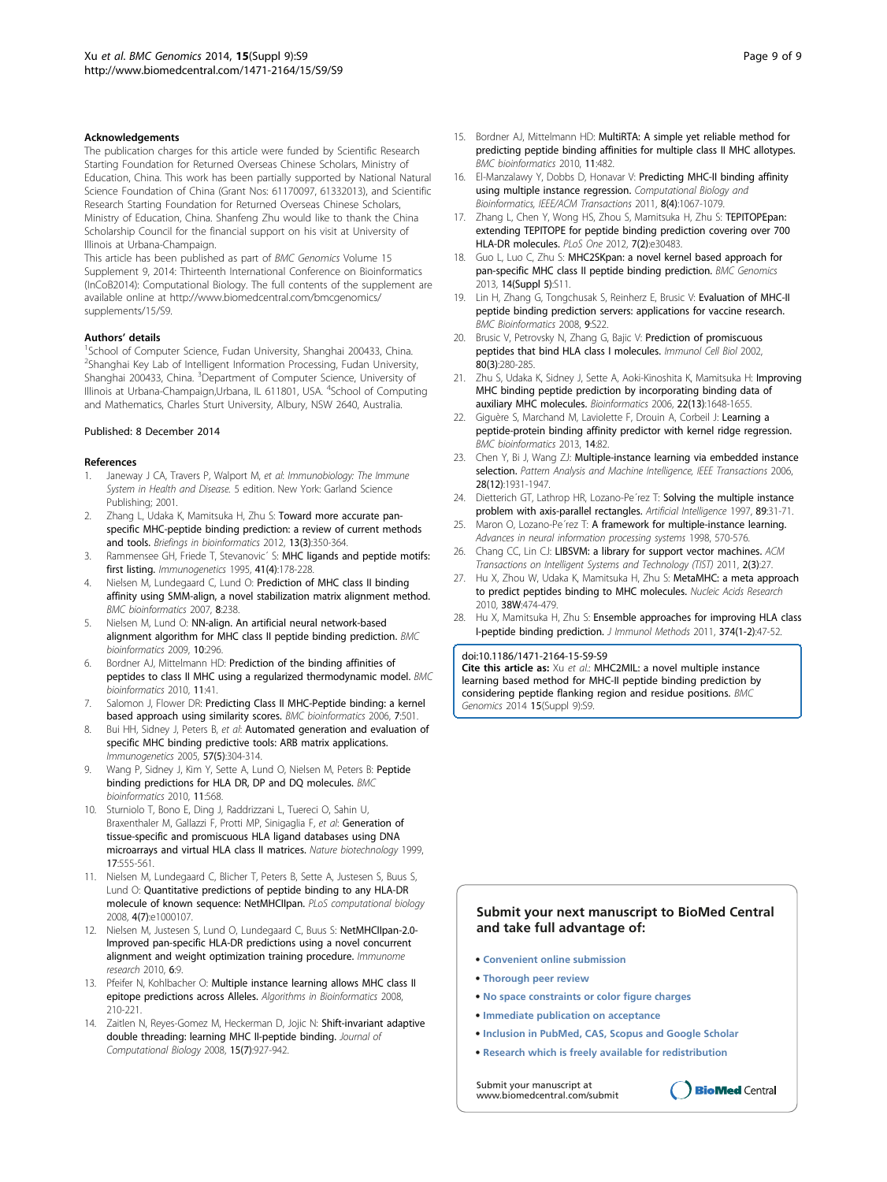### Acknowledgements

The publication charges for this article were funded by Scientific Research Starting Foundation for Returned Overseas Chinese Scholars, Ministry of Education, China. This work has been partially supported by National Natural Science Foundation of China (Grant Nos: 61170097, 61332013), and Scientific Research Starting Foundation for Returned Overseas Chinese Scholars, Ministry of Education, China. Shanfeng Zhu would like to thank the China Scholarship Council for the financial support on his visit at University of Illinois at Urbana-Champaign.

This article has been published as part of *BMC Genomics* Volume 15 Supplement 9, 2014: Thirteenth International Conference on Bioinformatics (InCoB2014): Computational Biology. The full contents of the supplement are available online at http://www.biomedcentral.com/bmcgenomics/supplements/15/S9.

### Authors' details

[1]School of Computer Science, Fudan University, Shanghai 200433, China. [2]Shanghai Key Lab of Intelligent Information Processing, Fudan University, Shanghai 200433, China. [3]Department of Computer Science, University of Illinois at Urbana-Champaign,Urbana, IL 611801, USA. [4]School of Computing and Mathematics, Charles Sturt University, Albury, NSW 2640, Australia.

Published: 8 December 2014

### References

1. Janeway J CA, Travers P, Walport M, *et al*: *Immunobiology: The Immune System in Health and Disease.* 5 edition. New York: Garland Science Publishing; 2001.
2. Zhang L, Udaka K, Mamitsuka H, Zhu S: **Toward more accurate pan-specific MHC-peptide binding prediction: a review of current methods and tools.** *Briefings in bioinformatics* 2012, **13(3)**:350-364.
3. Rammensee GH, Friede T, Stevanovic´ S: **MHC ligands and peptide motifs: first listing.** *Immunogenetics* 1995, **41(4)**:178-228.
4. Nielsen M, Lundegaard C, Lund O: **Prediction of MHC class II binding affinity using SMM-align, a novel stabilization matrix alignment method.** *BMC bioinformatics* 2007, **8**:238.
5. Nielsen M, Lund O: **NN-align. An artificial neural network-based alignment algorithm for MHC class II peptide binding prediction.** *BMC bioinformatics* 2009, **10**:296.
6. Bordner AJ, Mittelmann HD: **Prediction of the binding affinities of peptides to class II MHC using a regularized thermodynamic model.** *BMC bioinformatics* 2010, **11**:41.
7. Salomon J, Flower DR: **Predicting Class II MHC-Peptide binding: a kernel based approach using similarity scores.** *BMC bioinformatics* 2006, **7**:501.
8. Bui HH, Sidney J, Peters B, *et al*: **Automated generation and evaluation of specific MHC binding predictive tools: ARB matrix applications.** *Immunogenetics* 2005, **57(5)**:304-314.
9. Wang P, Sidney J, Kim Y, Sette A, Lund O, Nielsen M, Peters B: **Peptide binding predictions for HLA DR, DP and DQ molecules.** *BMC bioinformatics* 2010, **11**:568.
10. Sturniolo T, Bono E, Ding J, Raddrizzani L, Tuereci O, Sahin U, Braxenthaler M, Gallazzi F, Protti MP, Sinigaglia F, *et al*: **Generation of tissue-specific and promiscuous HLA ligand databases using DNA microarrays and virtual HLA class II matrices.** *Nature biotechnology* 1999, **17**:555-561.
11. Nielsen M, Lundegaard C, Blicher T, Peters B, Sette A, Justesen S, Buus S, Lund O: **Quantitative predictions of peptide binding to any HLA-DR molecule of known sequence: NetMHCIIpan.** *PLoS computational biology* 2008, **4(7)**:e1000107.
12. Nielsen M, Justesen S, Lund O, Lundegaard C, Buus S: **NetMHCIIpan-2.0-Improved pan-specific HLA-DR predictions using a novel concurrent alignment and weight optimization training procedure.** *Immunome research* 2010, **6**:9.
13. Pfeifer N, Kohlbacher O: **Multiple instance learning allows MHC class II epitope predictions across Alleles.** *Algorithms in Bioinformatics* 2008, 210-221.
14. Zaitlen N, Reyes-Gomez M, Heckerman D, Jojic N: **Shift-invariant adaptive double threading: learning MHC II-peptide binding.** *Journal of Computational Biology* 2008, **15(7)**:927-942.
15. Bordner AJ, Mittelmann HD: **MultiRTA: A simple yet reliable method for predicting peptide binding affinities for multiple class II MHC allotypes.** *BMC bioinformatics* 2010, **11**:482.
16. El-Manzalawy Y, Dobbs D, Honavar V: **Predicting MHC-II binding affinity using multiple instance regression.** *Computational Biology and Bioinformatics, IEEE/ACM Transactions* 2011, **8(4)**:1067-1079.
17. Zhang L, Chen Y, Wong HS, Zhou S, Mamitsuka H, Zhu S: **TEPITOPEpan: extending TEPITOPE for peptide binding prediction covering over 700 HLA-DR molecules.** *PLoS One* 2012, **7(2)**:e30483.
18. Guo L, Luo C, Zhu S: **MHC2SKpan: a novel kernel based approach for pan-specific MHC class II peptide binding prediction.** *BMC Genomics* 2013, **14(Suppl 5)**:S11.
19. Lin H, Zhang G, Tongchusak S, Reinherz E, Brusic V: **Evaluation of MHC-II peptide binding prediction servers: applications for vaccine research.** *BMC Bioinformatics* 2008, **9**:S22.
20. Brusic V, Petrovsky N, Zhang G, Bajic V: **Prediction of promiscuous peptides that bind HLA class I molecules.** *Immunol Cell Biol* 2002, **80(3)**:280-285.
21. Zhu S, Udaka K, Sidney J, Sette A, Aoki-Kinoshita K, Mamitsuka H: **Improving MHC binding peptide prediction by incorporating binding data of auxiliary MHC molecules.** *Bioinformatics* 2006, **22(13)**:1648-1655.
22. Giguère S, Marchand M, Laviolette F, Drouin A, Corbeil J: **Learning a peptide-protein binding affinity predictor with kernel ridge regression.** *BMC bioinformatics* 2013, **14**:82.
23. Chen Y, Bi J, Wang ZJ: **Multiple-instance learning via embedded instance selection.** *Pattern Analysis and Machine Intelligence, IEEE Transactions* 2006, **28(12)**:1931-1947.
24. Dietterich GT, Lathrop HR, Lozano-Pe´rez T: **Solving the multiple instance problem with axis-parallel rectangles.** *Artificial Intelligence* 1997, **89**:31-71.
25. Maron O, Lozano-Pe´rez T: **A framework for multiple-instance learning.** *Advances in neural information processing systems* 1998, 570-576.
26. Chang CC, Lin CJ: **LIBSVM: a library for support vector machines.** *ACM Transactions on Intelligent Systems and Technology (TIST)* 2011, **2(3)**:27.
27. Hu X, Zhou W, Udaka K, Mamitsuka H, Zhu S: **MetaMHC: a meta approach to predict peptides binding to MHC molecules.** *Nucleic Acids Research* 2010, **38W**:474-479.
28. Hu X, Mamitsuka H, Zhu S: **Ensemble approaches for improving HLA class I-peptide binding prediction.** *J Immunol Methods* 2011, **374(1-2)**:47-52.

doi:10.1186/1471-2164-15-S9-S9
**Cite this article as:** Xu *et al.*: MHC2MIL: a novel multiple instance learning based method for MHC-II peptide binding prediction by considering peptide flanking region and residue positions. *BMC Genomics* 2014 **15**(Suppl 9):S9.